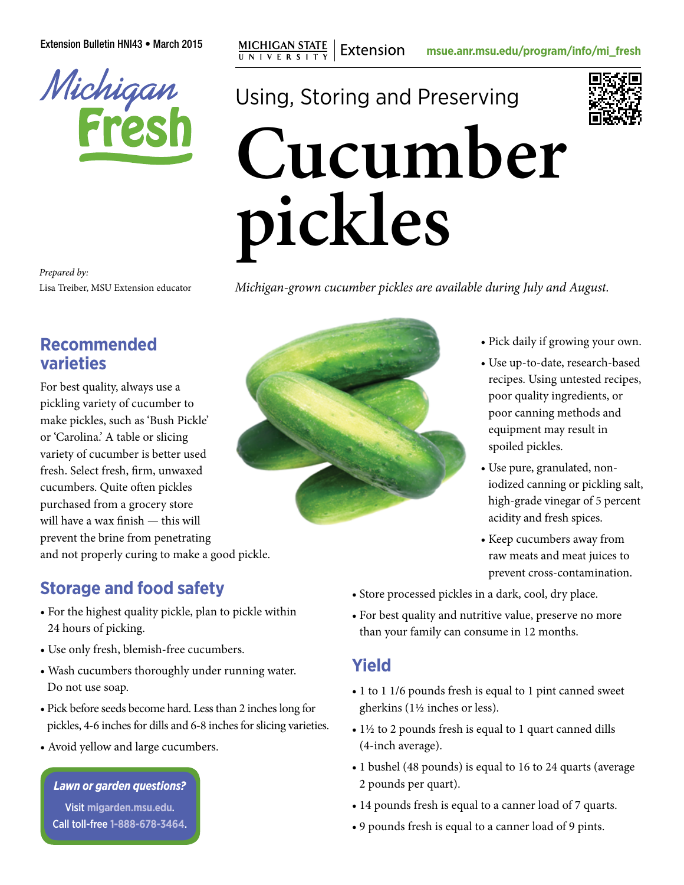Extension Bulletin HNI43 • March 2015

MICHIGAN STATE UNIVERSITY | Extension

msue.anr.msu.edu/program/info/mi_fresh

Michigan Fresh

Using, Storing and Preserving

# Cucumber pickles

*Prepared by:*
Lisa Treiber, MSU Extension educator

*Michigan-grown cucumber pickles are available during July and August.*

## Recommended varieties

For best quality, always use a pickling variety of cucumber to make pickles, such as 'Bush Pickle' or 'Carolina.' A table or slicing variety of cucumber is better used fresh. Select fresh, firm, unwaxed cucumbers. Quite often pickles purchased from a grocery store will have a wax finish — this will prevent the brine from penetrating and not properly curing to make a good pickle.

## Storage and food safety

- For the highest quality pickle, plan to pickle within 24 hours of picking.
- Use only fresh, blemish-free cucumbers.
- Wash cucumbers thoroughly under running water. Do not use soap.
- Pick before seeds become hard. Less than 2 inches long for pickles, 4-6 inches for dills and 6-8 inches for slicing varieties.
- Avoid yellow and large cucumbers.
- Pick daily if growing your own.
- Use up-to-date, research-based recipes. Using untested recipes, poor quality ingredients, or poor canning methods and equipment may result in spoiled pickles.
- Use pure, granulated, non-iodized canning or pickling salt, high-grade vinegar of 5 percent acidity and fresh spices.
- Keep cucumbers away from raw meats and meat juices to prevent cross-contamination.
- Store processed pickles in a dark, cool, dry place.
- For best quality and nutritive value, preserve no more than your family can consume in 12 months.

***Lawn or garden questions?***
Visit migarden.msu.edu.
Call toll-free 1-888-678-3464.

## Yield

- 1 to 1 1/6 pounds fresh is equal to 1 pint canned sweet gherkins (1½ inches or less).
- 1½ to 2 pounds fresh is equal to 1 quart canned dills (4-inch average).
- 1 bushel (48 pounds) is equal to 16 to 24 quarts (average 2 pounds per quart).
- 14 pounds fresh is equal to a canner load of 7 quarts.
- 9 pounds fresh is equal to a canner load of 9 pints.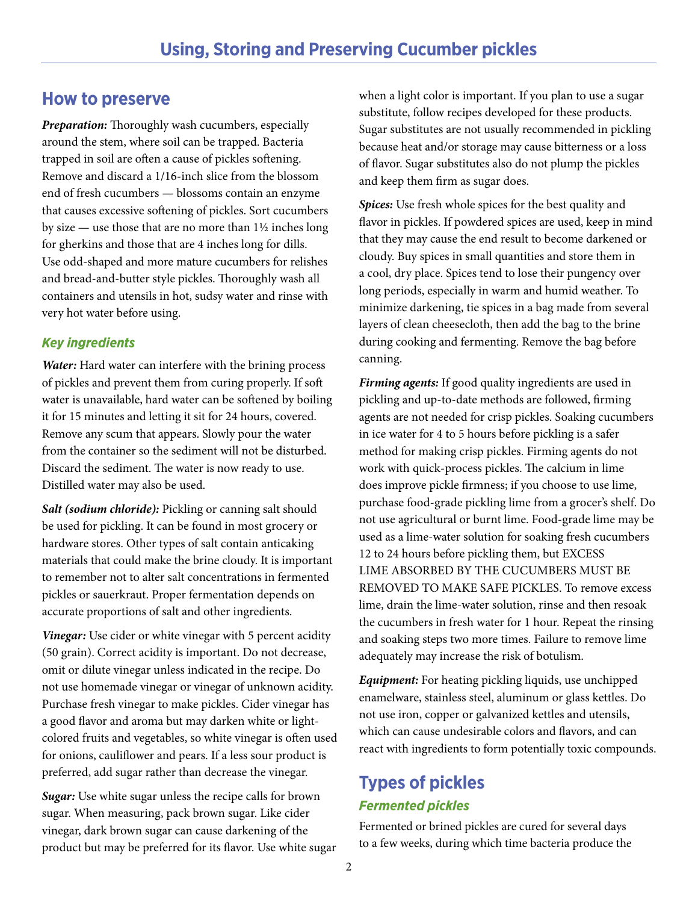# Using, Storing and Preserving Cucumber pickles

## How to preserve

***Preparation:*** Thoroughly wash cucumbers, especially around the stem, where soil can be trapped. Bacteria trapped in soil are often a cause of pickles softening. Remove and discard a 1/16-inch slice from the blossom end of fresh cucumbers — blossoms contain an enzyme that causes excessive softening of pickles. Sort cucumbers by size — use those that are no more than 1½ inches long for gherkins and those that are 4 inches long for dills. Use odd-shaped and more mature cucumbers for relishes and bread-and-butter style pickles. Thoroughly wash all containers and utensils in hot, sudsy water and rinse with very hot water before using.

### *Key ingredients*

***Water:*** Hard water can interfere with the brining process of pickles and prevent them from curing properly. If soft water is unavailable, hard water can be softened by boiling it for 15 minutes and letting it sit for 24 hours, covered. Remove any scum that appears. Slowly pour the water from the container so the sediment will not be disturbed. Discard the sediment. The water is now ready to use. Distilled water may also be used.

***Salt (sodium chloride):*** Pickling or canning salt should be used for pickling. It can be found in most grocery or hardware stores. Other types of salt contain anticaking materials that could make the brine cloudy. It is important to remember not to alter salt concentrations in fermented pickles or sauerkraut. Proper fermentation depends on accurate proportions of salt and other ingredients.

***Vinegar:*** Use cider or white vinegar with 5 percent acidity (50 grain). Correct acidity is important. Do not decrease, omit or dilute vinegar unless indicated in the recipe. Do not use homemade vinegar or vinegar of unknown acidity. Purchase fresh vinegar to make pickles. Cider vinegar has a good flavor and aroma but may darken white or light-colored fruits and vegetables, so white vinegar is often used for onions, cauliflower and pears. If a less sour product is preferred, add sugar rather than decrease the vinegar.

***Sugar:*** Use white sugar unless the recipe calls for brown sugar. When measuring, pack brown sugar. Like cider vinegar, dark brown sugar can cause darkening of the product but may be preferred for its flavor. Use white sugar when a light color is important. If you plan to use a sugar substitute, follow recipes developed for these products. Sugar substitutes are not usually recommended in pickling because heat and/or storage may cause bitterness or a loss of flavor. Sugar substitutes also do not plump the pickles and keep them firm as sugar does.

***Spices:*** Use fresh whole spices for the best quality and flavor in pickles. If powdered spices are used, keep in mind that they may cause the end result to become darkened or cloudy. Buy spices in small quantities and store them in a cool, dry place. Spices tend to lose their pungency over long periods, especially in warm and humid weather. To minimize darkening, tie spices in a bag made from several layers of clean cheesecloth, then add the bag to the brine during cooking and fermenting. Remove the bag before canning.

***Firming agents:*** If good quality ingredients are used in pickling and up-to-date methods are followed, firming agents are not needed for crisp pickles. Soaking cucumbers in ice water for 4 to 5 hours before pickling is a safer method for making crisp pickles. Firming agents do not work with quick-process pickles. The calcium in lime does improve pickle firmness; if you choose to use lime, purchase food-grade pickling lime from a grocer's shelf. Do not use agricultural or burnt lime. Food-grade lime may be used as a lime-water solution for soaking fresh cucumbers 12 to 24 hours before pickling them, but EXCESS LIME ABSORBED BY THE CUCUMBERS MUST BE REMOVED TO MAKE SAFE PICKLES. To remove excess lime, drain the lime-water solution, rinse and then resoak the cucumbers in fresh water for 1 hour. Repeat the rinsing and soaking steps two more times. Failure to remove lime adequately may increase the risk of botulism.

***Equipment:*** For heating pickling liquids, use unchipped enamelware, stainless steel, aluminum or glass kettles. Do not use iron, copper or galvanized kettles and utensils, which can cause undesirable colors and flavors, and can react with ingredients to form potentially toxic compounds.

## Types of pickles

### *Fermented pickles*

Fermented or brined pickles are cured for several days to a few weeks, during which time bacteria produce the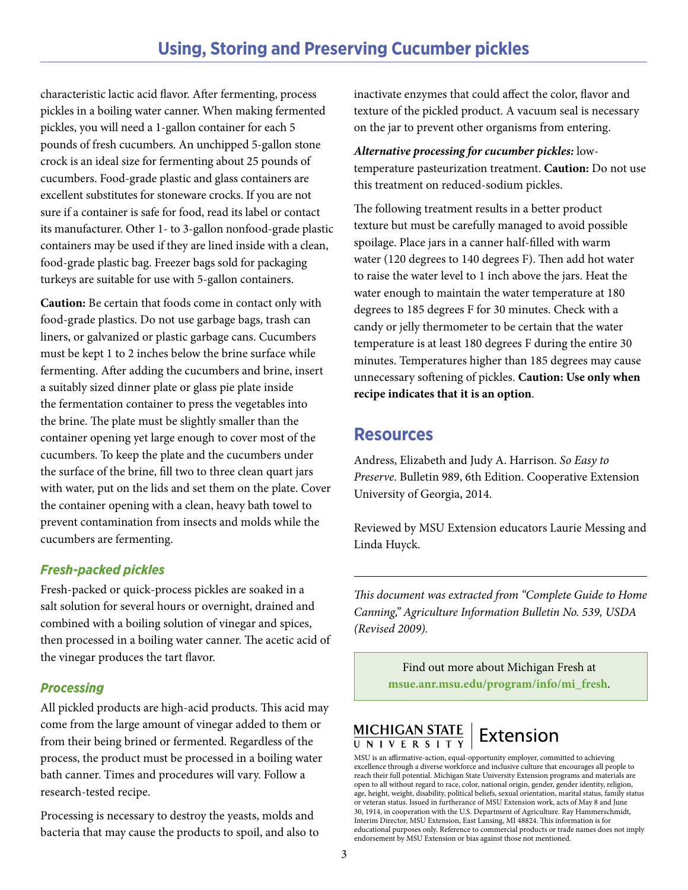characteristic lactic acid flavor. After fermenting, process pickles in a boiling water canner. When making fermented pickles, you will need a 1-gallon container for each 5 pounds of fresh cucumbers. An unchipped 5-gallon stone crock is an ideal size for fermenting about 25 pounds of cucumbers. Food-grade plastic and glass containers are excellent substitutes for stoneware crocks. If you are not sure if a container is safe for food, read its label or contact its manufacturer. Other 1- to 3-gallon nonfood-grade plastic containers may be used if they are lined inside with a clean, food-grade plastic bag. Freezer bags sold for packaging turkeys are suitable for use with 5-gallon containers.

**Caution:** Be certain that foods come in contact only with food-grade plastics. Do not use garbage bags, trash can liners, or galvanized or plastic garbage cans. Cucumbers must be kept 1 to 2 inches below the brine surface while fermenting. After adding the cucumbers and brine, insert a suitably sized dinner plate or glass pie plate inside the fermentation container to press the vegetables into the brine. The plate must be slightly smaller than the container opening yet large enough to cover most of the cucumbers. To keep the plate and the cucumbers under the surface of the brine, fill two to three clean quart jars with water, put on the lids and set them on the plate. Cover the container opening with a clean, heavy bath towel to prevent contamination from insects and molds while the cucumbers are fermenting.

### *Fresh-packed pickles*

Fresh-packed or quick-process pickles are soaked in a salt solution for several hours or overnight, drained and combined with a boiling solution of vinegar and spices, then processed in a boiling water canner. The acetic acid of the vinegar produces the tart flavor.

### *Processing*

All pickled products are high-acid products. This acid may come from the large amount of vinegar added to them or from their being brined or fermented. Regardless of the process, the product must be processed in a boiling water bath canner. Times and procedures will vary. Follow a research-tested recipe.

Processing is necessary to destroy the yeasts, molds and bacteria that may cause the products to spoil, and also to inactivate enzymes that could affect the color, flavor and texture of the pickled product. A vacuum seal is necessary on the jar to prevent other organisms from entering.

***Alternative processing for cucumber pickles:*** low-temperature pasteurization treatment. **Caution:** Do not use this treatment on reduced-sodium pickles.

The following treatment results in a better product texture but must be carefully managed to avoid possible spoilage. Place jars in a canner half-filled with warm water (120 degrees to 140 degrees F). Then add hot water to raise the water level to 1 inch above the jars. Heat the water enough to maintain the water temperature at 180 degrees to 185 degrees F for 30 minutes. Check with a candy or jelly thermometer to be certain that the water temperature is at least 180 degrees F during the entire 30 minutes. Temperatures higher than 185 degrees may cause unnecessary softening of pickles. **Caution: Use only when recipe indicates that it is an option**.

## Resources

Andress, Elizabeth and Judy A. Harrison. *So Easy to Preserve*. Bulletin 989, 6th Edition. Cooperative Extension University of Georgia, 2014.

Reviewed by MSU Extension educators Laurie Messing and Linda Huyck.

---

*This document was extracted from "Complete Guide to Home Canning," Agriculture Information Bulletin No. 539, USDA (Revised 2009).*

Find out more about Michigan Fresh at **msue.anr.msu.edu/program/info/mi_fresh**.

MICHIGAN STATE UNIVERSITY | Extension

MSU is an affirmative-action, equal-opportunity employer, committed to achieving excellence through a diverse workforce and inclusive culture that encourages all people to reach their full potential. Michigan State University Extension programs and materials are open to all without regard to race, color, national origin, gender, gender identity, religion, age, height, weight, disability, political beliefs, sexual orientation, marital status, family status or veteran status. Issued in furtherance of MSU Extension work, acts of May 8 and June 30, 1914, in cooperation with the U.S. Department of Agriculture. Ray Hammerschmidt, Interim Director, MSU Extension, East Lansing, MI 48824. This information is for educational purposes only. Reference to commercial products or trade names does not imply endorsement by MSU Extension or bias against those not mentioned.